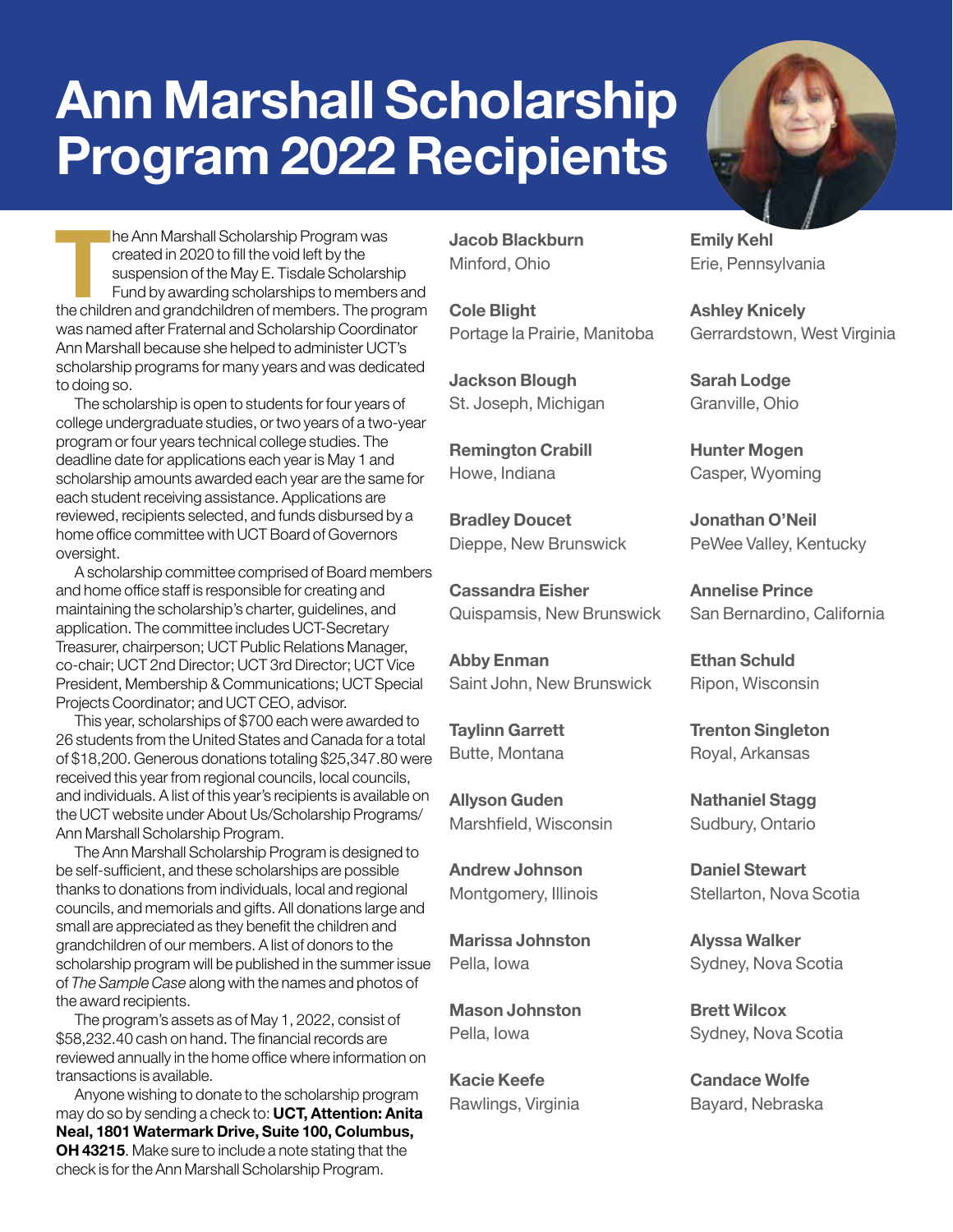# Ann Marshall Scholarship Program 2022 Recipients

The Ann Marshall Scholarship Program was created in 2020 to fill the void left by the suspension of the May E. Tisdale Scholarship Fund by awarding scholarships to members and the children and grandchildren of members. The program was named after Fraternal and Scholarship Coordinator Ann Marshall because she helped to administer UCT's scholarship programs for many years and was dedicated to doing so.

The scholarship is open to students for four years of college undergraduate studies, or two years of a two-year program or four years technical college studies. The deadline date for applications each year is May 1 and scholarship amounts awarded each year are the same for each student receiving assistance. Applications are reviewed, recipients selected, and funds disbursed by a home office committee with UCT Board of Governors oversight.

A scholarship committee comprised of Board members and home office staff is responsible for creating and maintaining the scholarship's charter, guidelines, and application. The committee includes UCT-Secretary Treasurer, chairperson; UCT Public Relations Manager, co-chair; UCT 2nd Director; UCT 3rd Director; UCT Vice President, Membership & Communications; UCT Special Projects Coordinator; and UCT CEO, advisor.

This year, scholarships of $700 each were awarded to 26 students from the United States and Canada for a total of $18,200. Generous donations totaling $25,347.80 were received this year from regional councils, local councils, and individuals. A list of this year's recipients is available on the UCT website under About Us/Scholarship Programs/ Ann Marshall Scholarship Program.

The Ann Marshall Scholarship Program is designed to be self-sufficient, and these scholarships are possible thanks to donations from individuals, local and regional councils, and memorials and gifts. All donations large and small are appreciated as they benefit the children and grandchildren of our members. A list of donors to the scholarship program will be published in the summer issue of *The Sample Case* along with the names and photos of the award recipients.

The program's assets as of May 1, 2022, consist of $58,232.40 cash on hand. The financial records are reviewed annually in the home office where information on transactions is available.

Anyone wishing to donate to the scholarship program may do so by sending a check to: **UCT, Attention: Anita Neal, 1801 Watermark Drive, Suite 100, Columbus, OH 43215**. Make sure to include a note stating that the check is for the Ann Marshall Scholarship Program.

**Jacob Blackburn**
Minford, Ohio

**Cole Blight**
Portage la Prairie, Manitoba

**Jackson Blough**
St. Joseph, Michigan

**Remington Crabill**
Howe, Indiana

**Bradley Doucet**
Dieppe, New Brunswick

**Cassandra Eisher**
Quispamsis, New Brunswick

**Abby Enman**
Saint John, New Brunswick

**Taylinn Garrett**
Butte, Montana

**Allyson Guden**
Marshfield, Wisconsin

**Andrew Johnson**
Montgomery, Illinois

**Marissa Johnston**
Pella, Iowa

**Mason Johnston**
Pella, Iowa

**Kacie Keefe**
Rawlings, Virginia

**Emily Kehl**
Erie, Pennsylvania

**Ashley Knicely**
Gerrardstown, West Virginia

**Sarah Lodge**
Granville, Ohio

**Hunter Mogen**
Casper, Wyoming

**Jonathan O'Neil**
PeWee Valley, Kentucky

**Annelise Prince**
San Bernardino, California

**Ethan Schuld**
Ripon, Wisconsin

**Trenton Singleton**
Royal, Arkansas

**Nathaniel Stagg**
Sudbury, Ontario

**Daniel Stewart**
Stellarton, Nova Scotia

**Alyssa Walker**
Sydney, Nova Scotia

**Brett Wilcox**
Sydney, Nova Scotia

**Candace Wolfe**
Bayard, Nebraska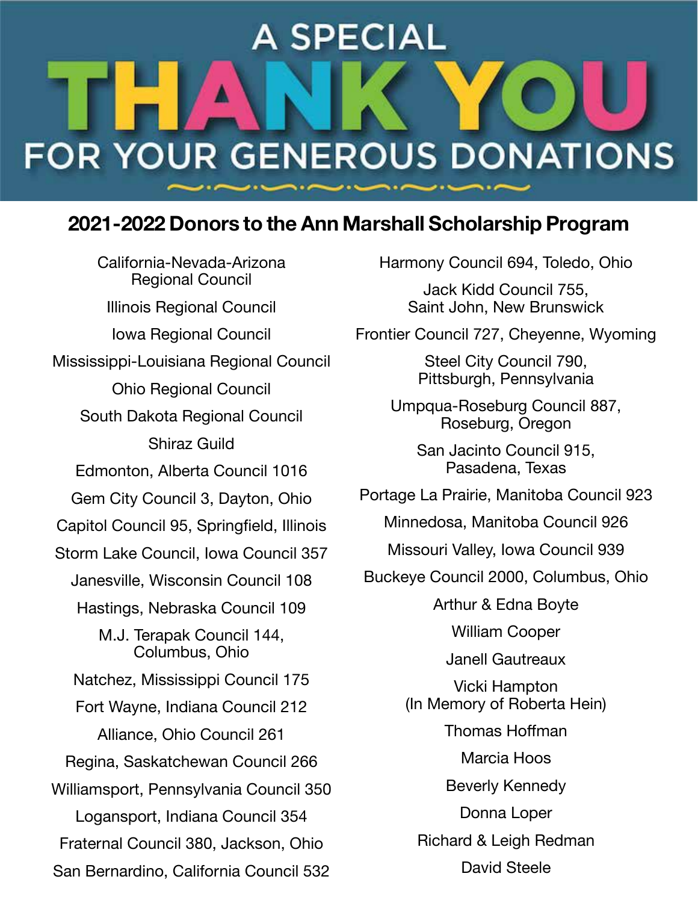# A SPECIAL THANK YOU FOR YOUR GENEROUS DONATIONS

## 2021-2022 Donors to the Ann Marshall Scholarship Program

California-Nevada-Arizona Regional Council

Illinois Regional Council

Iowa Regional Council

Mississippi-Louisiana Regional Council

Ohio Regional Council

South Dakota Regional Council

Shiraz Guild

Edmonton, Alberta Council 1016

Gem City Council 3, Dayton, Ohio

Capitol Council 95, Springfield, Illinois

Storm Lake Council, Iowa Council 357

Janesville, Wisconsin Council 108

Hastings, Nebraska Council 109

M.J. Terapak Council 144, Columbus, Ohio

Natchez, Mississippi Council 175

Fort Wayne, Indiana Council 212

Alliance, Ohio Council 261

Regina, Saskatchewan Council 266

Williamsport, Pennsylvania Council 350

Logansport, Indiana Council 354

Fraternal Council 380, Jackson, Ohio

San Bernardino, California Council 532

Harmony Council 694, Toledo, Ohio

Jack Kidd Council 755, Saint John, New Brunswick

Frontier Council 727, Cheyenne, Wyoming

Steel City Council 790, Pittsburgh, Pennsylvania

Umpqua-Roseburg Council 887, Roseburg, Oregon

San Jacinto Council 915, Pasadena, Texas

Portage La Prairie, Manitoba Council 923

Minnedosa, Manitoba Council 926

Missouri Valley, Iowa Council 939

Buckeye Council 2000, Columbus, Ohio

Arthur & Edna Boyte

William Cooper

Janell Gautreaux

Vicki Hampton (In Memory of Roberta Hein)

Thomas Hoffman

Marcia Hoos

Beverly Kennedy

Donna Loper

Richard & Leigh Redman

David Steele